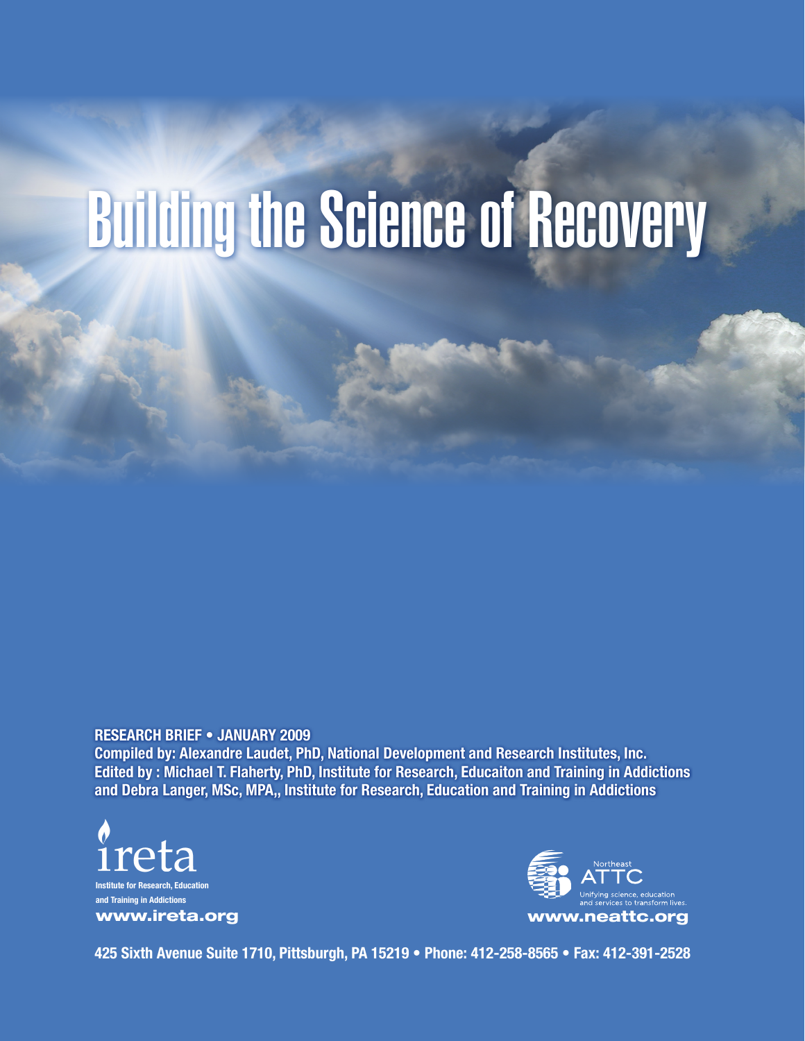# Building the Science of Recovery

**RESEARCH BRIEF • JANUARY 2009**

**Compiled by: Alexandre Laudet, PhD, National Development and Research Institutes, Inc.**
**Edited by : Michael T. Flaherty, PhD, Institute for Research, Educaiton and Training in Addictions and Debra Langer, MSc, MPA,, Institute for Research, Education and Training in Addictions**

ireta
Institute for Research, Education and Training in Addictions
www.ireta.org

Northeast ATTC
Unifying science, education and services to transform lives.
www.neattc.org

425 Sixth Avenue Suite 1710, Pittsburgh, PA 15219 • Phone: 412-258-8565 • Fax: 412-391-2528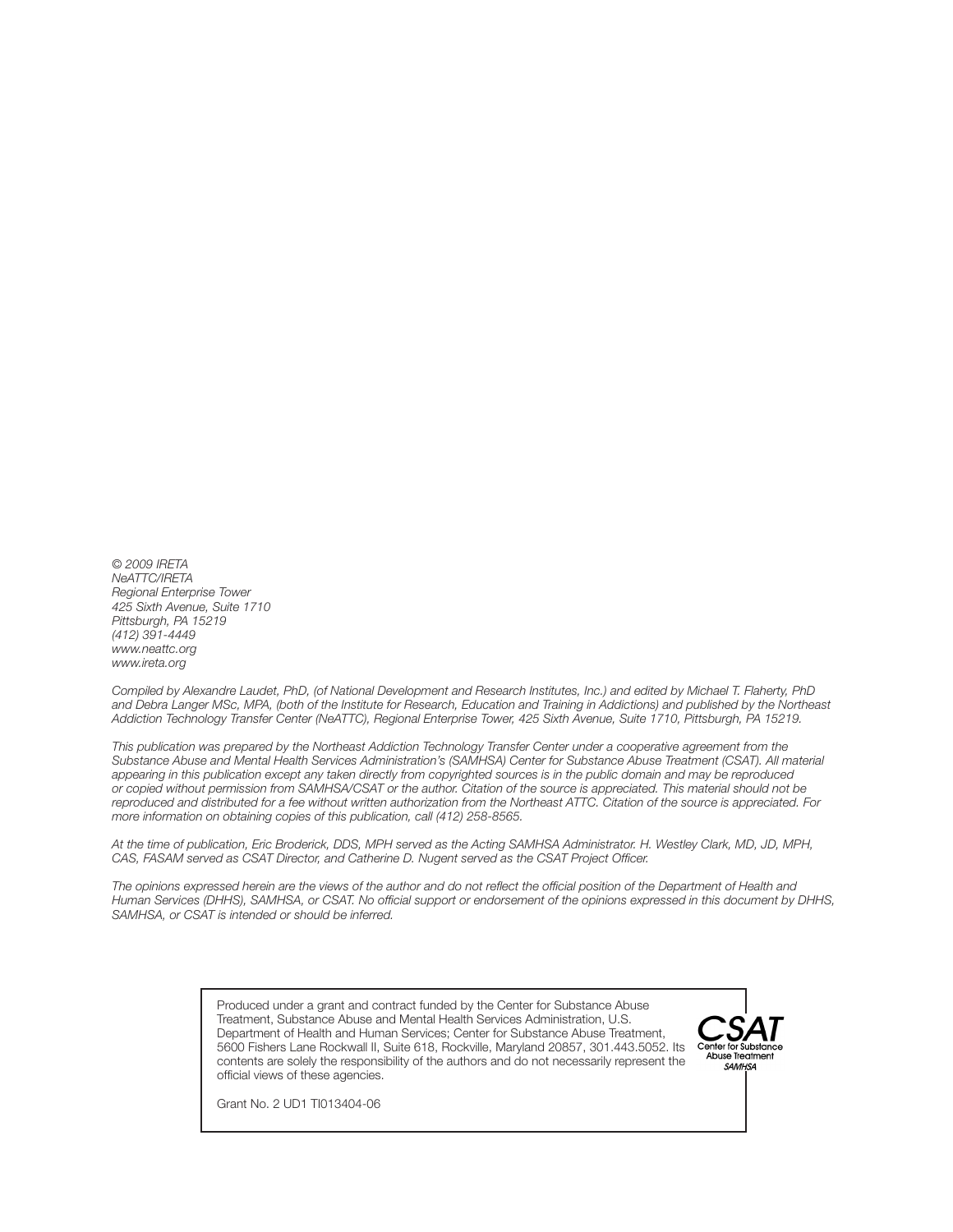*© 2009 IRETA*
*NeATTC/IRETA*
*Regional Enterprise Tower*
*425 Sixth Avenue, Suite 1710*
*Pittsburgh, PA 15219*
*(412) 391-4449*
*www.neattc.org*
*www.ireta.org*

*Compiled by Alexandre Laudet, PhD, (of National Development and Research Institutes, Inc.) and edited by Michael T. Flaherty, PhD and Debra Langer MSc, MPA, (both of the Institute for Research, Education and Training in Addictions) and published by the Northeast Addiction Technology Transfer Center (NeATTC), Regional Enterprise Tower, 425 Sixth Avenue, Suite 1710, Pittsburgh, PA 15219.*

*This publication was prepared by the Northeast Addiction Technology Transfer Center under a cooperative agreement from the Substance Abuse and Mental Health Services Administration's (SAMHSA) Center for Substance Abuse Treatment (CSAT). All material appearing in this publication except any taken directly from copyrighted sources is in the public domain and may be reproduced or copied without permission from SAMHSA/CSAT or the author. Citation of the source is appreciated. This material should not be reproduced and distributed for a fee without written authorization from the Northeast ATTC. Citation of the source is appreciated. For more information on obtaining copies of this publication, call (412) 258-8565.*

*At the time of publication, Eric Broderick, DDS, MPH served as the Acting SAMHSA Administrator. H. Westley Clark, MD, JD, MPH, CAS, FASAM served as CSAT Director, and Catherine D. Nugent served as the CSAT Project Officer.*

*The opinions expressed herein are the views of the author and do not reflect the official position of the Department of Health and Human Services (DHHS), SAMHSA, or CSAT. No official support or endorsement of the opinions expressed in this document by DHHS, SAMHSA, or CSAT is intended or should be inferred.*

Produced under a grant and contract funded by the Center for Substance Abuse Treatment, Substance Abuse and Mental Health Services Administration, U.S. Department of Health and Human Services; Center for Substance Abuse Treatment, 5600 Fishers Lane Rockwall II, Suite 618, Rockville, Maryland 20857, 301.443.5052. Its contents are solely the responsibility of the authors and do not necessarily represent the official views of these agencies.

CSAT
Center for Substance Abuse Treatment
*SAMHSA*

Grant No. 2 UD1 TI013404-06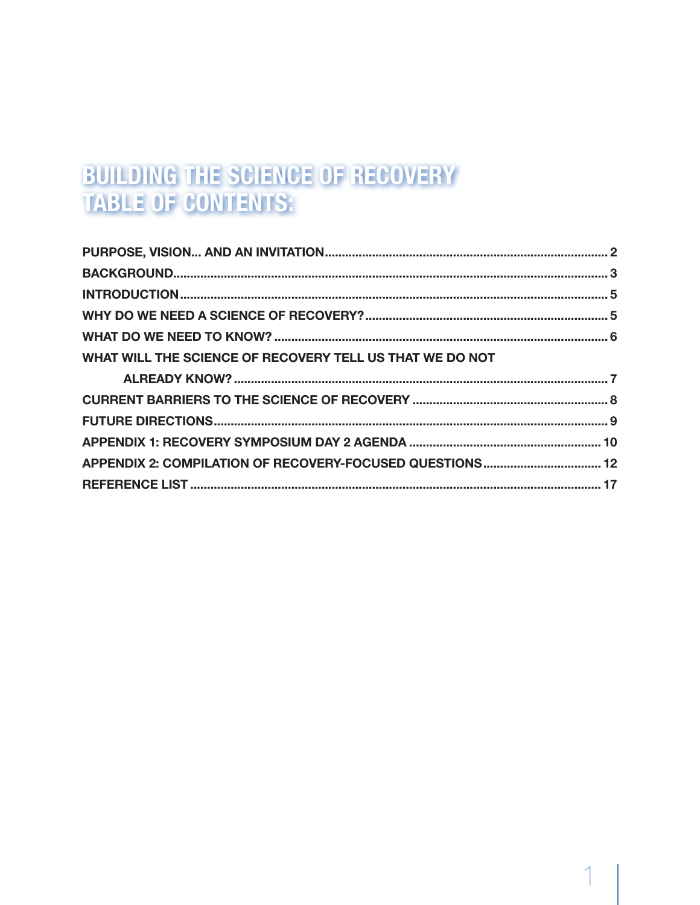# BUILDING THE SCIENCE OF RECOVERY TABLE OF CONTENTS:

PURPOSE, VISION... AND AN INVITATION .......... 2

BACKGROUND .......... 3

INTRODUCTION .......... 5

WHY DO WE NEED A SCIENCE OF RECOVERY? .......... 5

WHAT DO WE NEED TO KNOW? .......... 6

WHAT WILL THE SCIENCE OF RECOVERY TELL US THAT WE DO NOT ALREADY KNOW? .......... 7

CURRENT BARRIERS TO THE SCIENCE OF RECOVERY .......... 8

FUTURE DIRECTIONS .......... 9

APPENDIX 1: RECOVERY SYMPOSIUM DAY 2 AGENDA .......... 10

APPENDIX 2: COMPILATION OF RECOVERY-FOCUSED QUESTIONS .......... 12

REFERENCE LIST .......... 17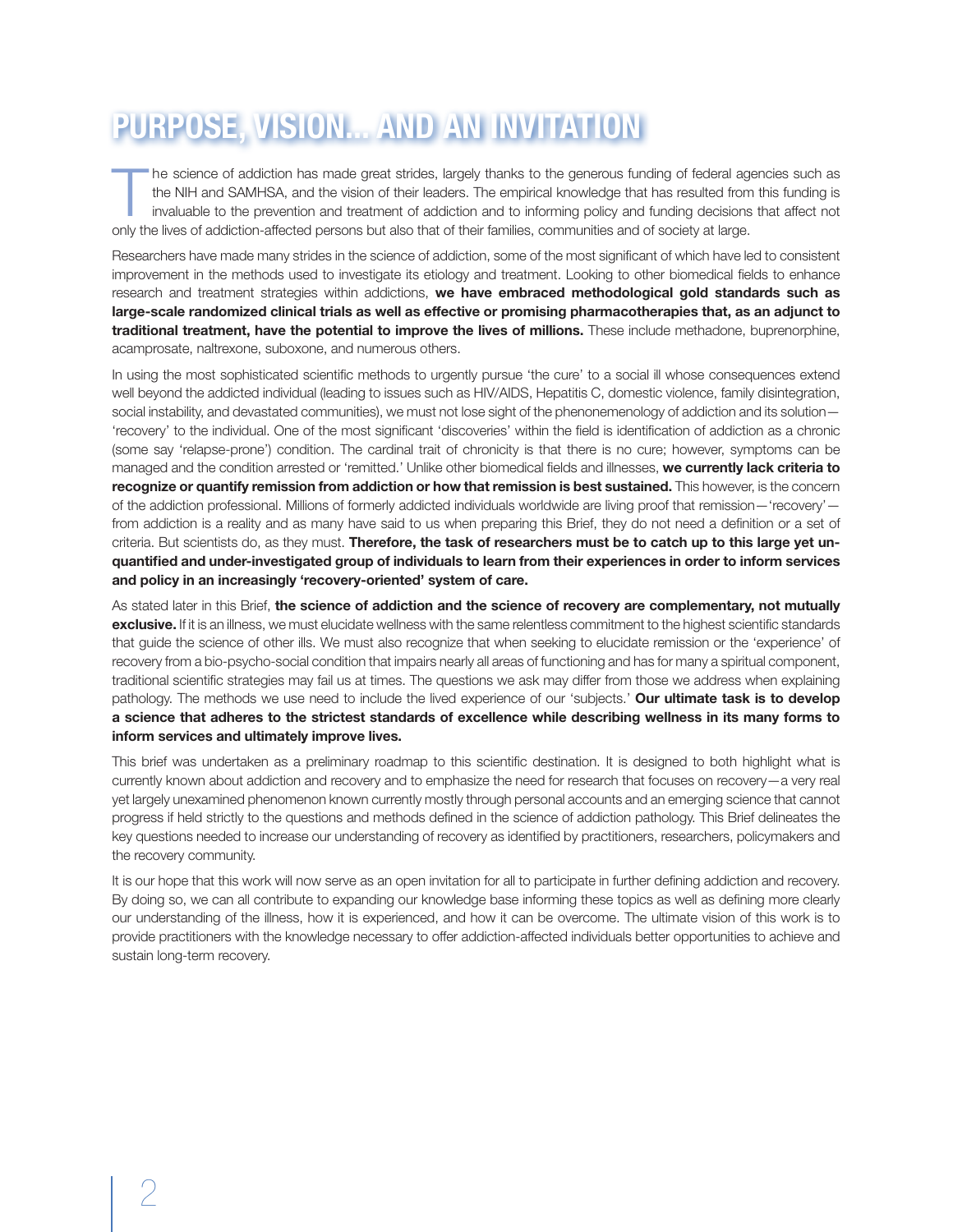# PURPOSE, VISION... AND AN INVITATION

The science of addiction has made great strides, largely thanks to the generous funding of federal agencies such as the NIH and SAMHSA, and the vision of their leaders. The empirical knowledge that has resulted from this funding is invaluable to the prevention and treatment of addiction and to informing policy and funding decisions that affect not only the lives of addiction-affected persons but also that of their families, communities and of society at large.

Researchers have made many strides in the science of addiction, some of the most significant of which have led to consistent improvement in the methods used to investigate its etiology and treatment. Looking to other biomedical fields to enhance research and treatment strategies within addictions, **we have embraced methodological gold standards such as large-scale randomized clinical trials as well as effective or promising pharmacotherapies that, as an adjunct to traditional treatment, have the potential to improve the lives of millions.** These include methadone, buprenorphine, acamprosate, naltrexone, suboxone, and numerous others.

In using the most sophisticated scientific methods to urgently pursue 'the cure' to a social ill whose consequences extend well beyond the addicted individual (leading to issues such as HIV/AIDS, Hepatitis C, domestic violence, family disintegration, social instability, and devastated communities), we must not lose sight of the phenonemenology of addiction and its solution—'recovery' to the individual. One of the most significant 'discoveries' within the field is identification of addiction as a chronic (some say 'relapse-prone') condition. The cardinal trait of chronicity is that there is no cure; however, symptoms can be managed and the condition arrested or 'remitted.' Unlike other biomedical fields and illnesses, **we currently lack criteria to recognize or quantify remission from addiction or how that remission is best sustained.** This however, is the concern of the addiction professional. Millions of formerly addicted individuals worldwide are living proof that remission—'recovery'—from addiction is a reality and as many have said to us when preparing this Brief, they do not need a definition or a set of criteria. But scientists do, as they must. **Therefore, the task of researchers must be to catch up to this large yet un-quantified and under-investigated group of individuals to learn from their experiences in order to inform services and policy in an increasingly 'recovery-oriented' system of care.**

As stated later in this Brief, **the science of addiction and the science of recovery are complementary, not mutually exclusive.** If it is an illness, we must elucidate wellness with the same relentless commitment to the highest scientific standards that guide the science of other ills. We must also recognize that when seeking to elucidate remission or the 'experience' of recovery from a bio-psycho-social condition that impairs nearly all areas of functioning and has for many a spiritual component, traditional scientific strategies may fail us at times. The questions we ask may differ from those we address when explaining pathology. The methods we use need to include the lived experience of our 'subjects.' **Our ultimate task is to develop a science that adheres to the strictest standards of excellence while describing wellness in its many forms to inform services and ultimately improve lives.**

This brief was undertaken as a preliminary roadmap to this scientific destination. It is designed to both highlight what is currently known about addiction and recovery and to emphasize the need for research that focuses on recovery—a very real yet largely unexamined phenomenon known currently mostly through personal accounts and an emerging science that cannot progress if held strictly to the questions and methods defined in the science of addiction pathology. This Brief delineates the key questions needed to increase our understanding of recovery as identified by practitioners, researchers, policymakers and the recovery community.

It is our hope that this work will now serve as an open invitation for all to participate in further defining addiction and recovery. By doing so, we can all contribute to expanding our knowledge base informing these topics as well as defining more clearly our understanding of the illness, how it is experienced, and how it can be overcome. The ultimate vision of this work is to provide practitioners with the knowledge necessary to offer addiction-affected individuals better opportunities to achieve and sustain long-term recovery.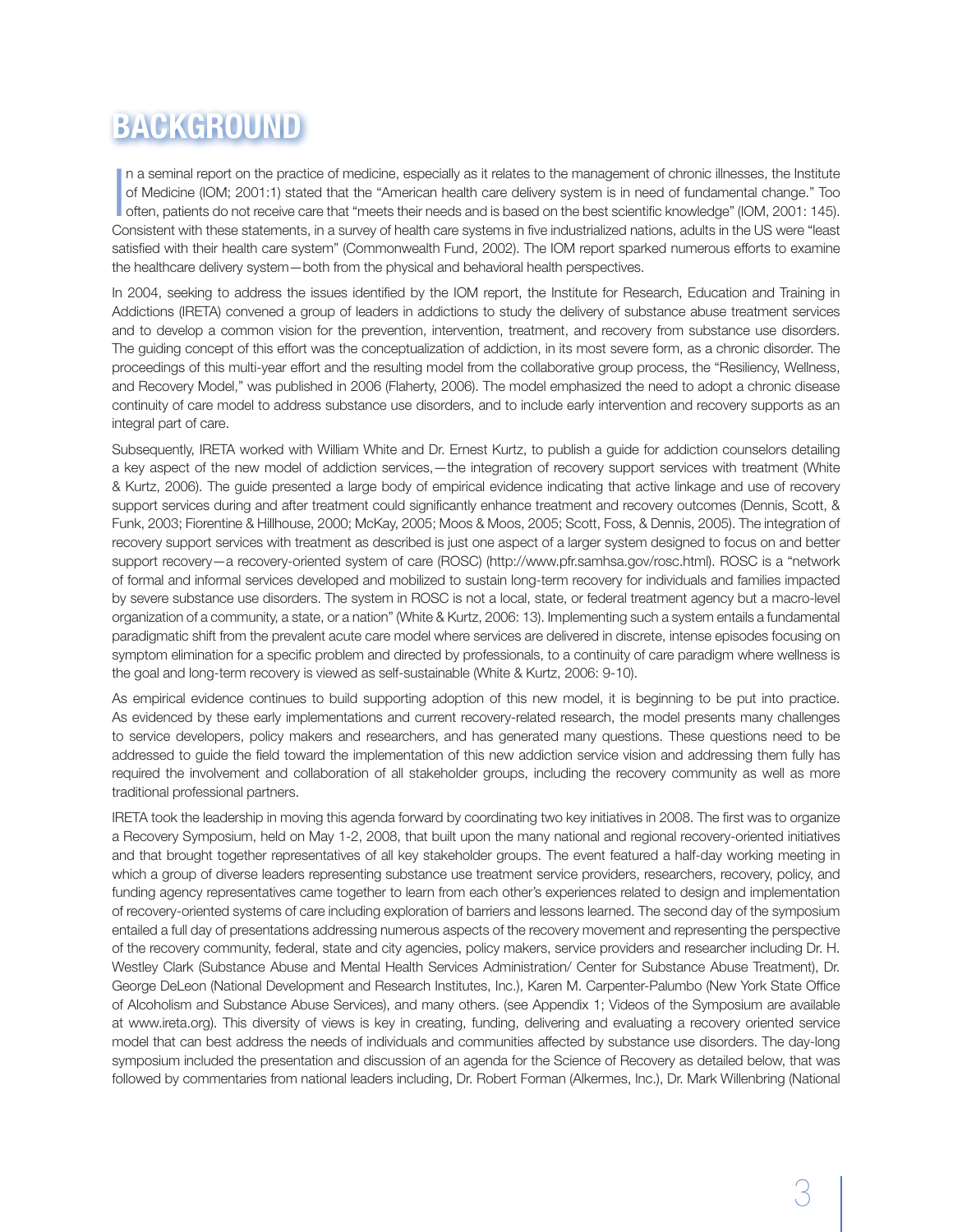# BACKGROUND

In a seminal report on the practice of medicine, especially as it relates to the management of chronic illnesses, the Institute of Medicine (IOM; 2001:1) stated that the "American health care delivery system is in need of fundamental change." Too often, patients do not receive care that "meets their needs and is based on the best scientific knowledge" (IOM, 2001: 145). Consistent with these statements, in a survey of health care systems in five industrialized nations, adults in the US were "least satisfied with their health care system" (Commonwealth Fund, 2002). The IOM report sparked numerous efforts to examine the healthcare delivery system—both from the physical and behavioral health perspectives.

In 2004, seeking to address the issues identified by the IOM report, the Institute for Research, Education and Training in Addictions (IRETA) convened a group of leaders in addictions to study the delivery of substance abuse treatment services and to develop a common vision for the prevention, intervention, treatment, and recovery from substance use disorders. The guiding concept of this effort was the conceptualization of addiction, in its most severe form, as a chronic disorder. The proceedings of this multi-year effort and the resulting model from the collaborative group process, the "Resiliency, Wellness, and Recovery Model," was published in 2006 (Flaherty, 2006). The model emphasized the need to adopt a chronic disease continuity of care model to address substance use disorders, and to include early intervention and recovery supports as an integral part of care.

Subsequently, IRETA worked with William White and Dr. Ernest Kurtz, to publish a guide for addiction counselors detailing a key aspect of the new model of addiction services,—the integration of recovery support services with treatment (White & Kurtz, 2006). The guide presented a large body of empirical evidence indicating that active linkage and use of recovery support services during and after treatment could significantly enhance treatment and recovery outcomes (Dennis, Scott, & Funk, 2003; Fiorentine & Hillhouse, 2000; McKay, 2005; Moos & Moos, 2005; Scott, Foss, & Dennis, 2005). The integration of recovery support services with treatment as described is just one aspect of a larger system designed to focus on and better support recovery—a recovery-oriented system of care (ROSC) (http://www.pfr.samhsa.gov/rosc.html). ROSC is a "network of formal and informal services developed and mobilized to sustain long-term recovery for individuals and families impacted by severe substance use disorders. The system in ROSC is not a local, state, or federal treatment agency but a macro-level organization of a community, a state, or a nation" (White & Kurtz, 2006: 13). Implementing such a system entails a fundamental paradigmatic shift from the prevalent acute care model where services are delivered in discrete, intense episodes focusing on symptom elimination for a specific problem and directed by professionals, to a continuity of care paradigm where wellness is the goal and long-term recovery is viewed as self-sustainable (White & Kurtz, 2006: 9-10).

As empirical evidence continues to build supporting adoption of this new model, it is beginning to be put into practice. As evidenced by these early implementations and current recovery-related research, the model presents many challenges to service developers, policy makers and researchers, and has generated many questions. These questions need to be addressed to guide the field toward the implementation of this new addiction service vision and addressing them fully has required the involvement and collaboration of all stakeholder groups, including the recovery community as well as more traditional professional partners.

IRETA took the leadership in moving this agenda forward by coordinating two key initiatives in 2008. The first was to organize a Recovery Symposium, held on May 1-2, 2008, that built upon the many national and regional recovery-oriented initiatives and that brought together representatives of all key stakeholder groups. The event featured a half-day working meeting in which a group of diverse leaders representing substance use treatment service providers, researchers, recovery, policy, and funding agency representatives came together to learn from each other's experiences related to design and implementation of recovery-oriented systems of care including exploration of barriers and lessons learned. The second day of the symposium entailed a full day of presentations addressing numerous aspects of the recovery movement and representing the perspective of the recovery community, federal, state and city agencies, policy makers, service providers and researcher including Dr. H. Westley Clark (Substance Abuse and Mental Health Services Administration/ Center for Substance Abuse Treatment), Dr. George DeLeon (National Development and Research Institutes, Inc.), Karen M. Carpenter-Palumbo (New York State Office of Alcoholism and Substance Abuse Services), and many others. (see Appendix 1; Videos of the Symposium are available at www.ireta.org). This diversity of views is key in creating, funding, delivering and evaluating a recovery oriented service model that can best address the needs of individuals and communities affected by substance use disorders. The day-long symposium included the presentation and discussion of an agenda for the Science of Recovery as detailed below, that was followed by commentaries from national leaders including, Dr. Robert Forman (Alkermes, Inc.), Dr. Mark Willenbring (National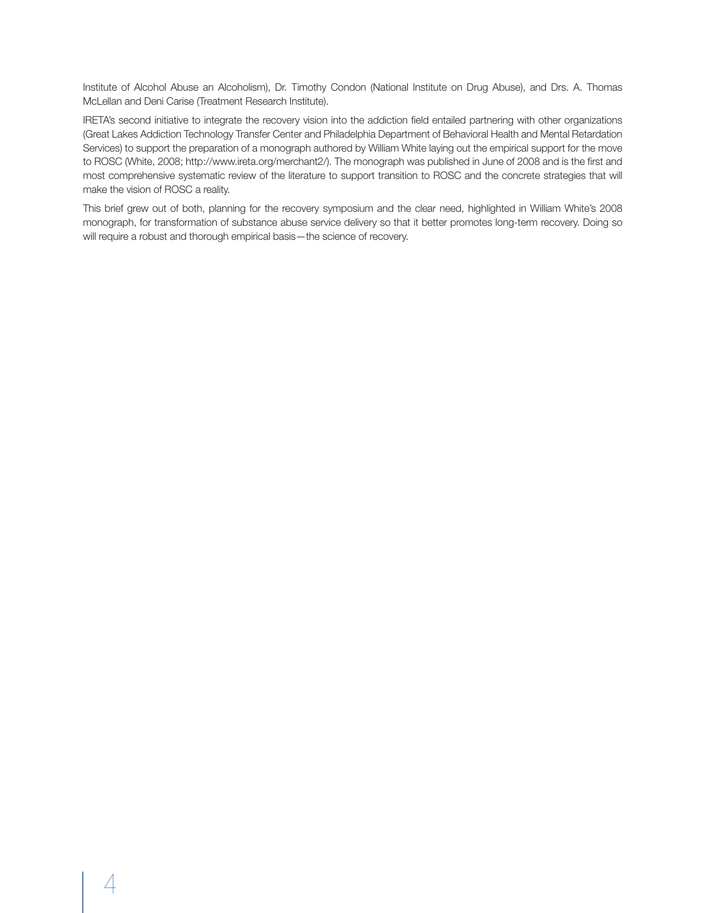Institute of Alcohol Abuse an Alcoholism), Dr. Timothy Condon (National Institute on Drug Abuse), and Drs. A. Thomas McLellan and Deni Carise (Treatment Research Institute).

IRETA's second initiative to integrate the recovery vision into the addiction field entailed partnering with other organizations (Great Lakes Addiction Technology Transfer Center and Philadelphia Department of Behavioral Health and Mental Retardation Services) to support the preparation of a monograph authored by William White laying out the empirical support for the move to ROSC (White, 2008; http://www.ireta.org/merchant2/). The monograph was published in June of 2008 and is the first and most comprehensive systematic review of the literature to support transition to ROSC and the concrete strategies that will make the vision of ROSC a reality.

This brief grew out of both, planning for the recovery symposium and the clear need, highlighted in William White's 2008 monograph, for transformation of substance abuse service delivery so that it better promotes long-term recovery. Doing so will require a robust and thorough empirical basis—the science of recovery.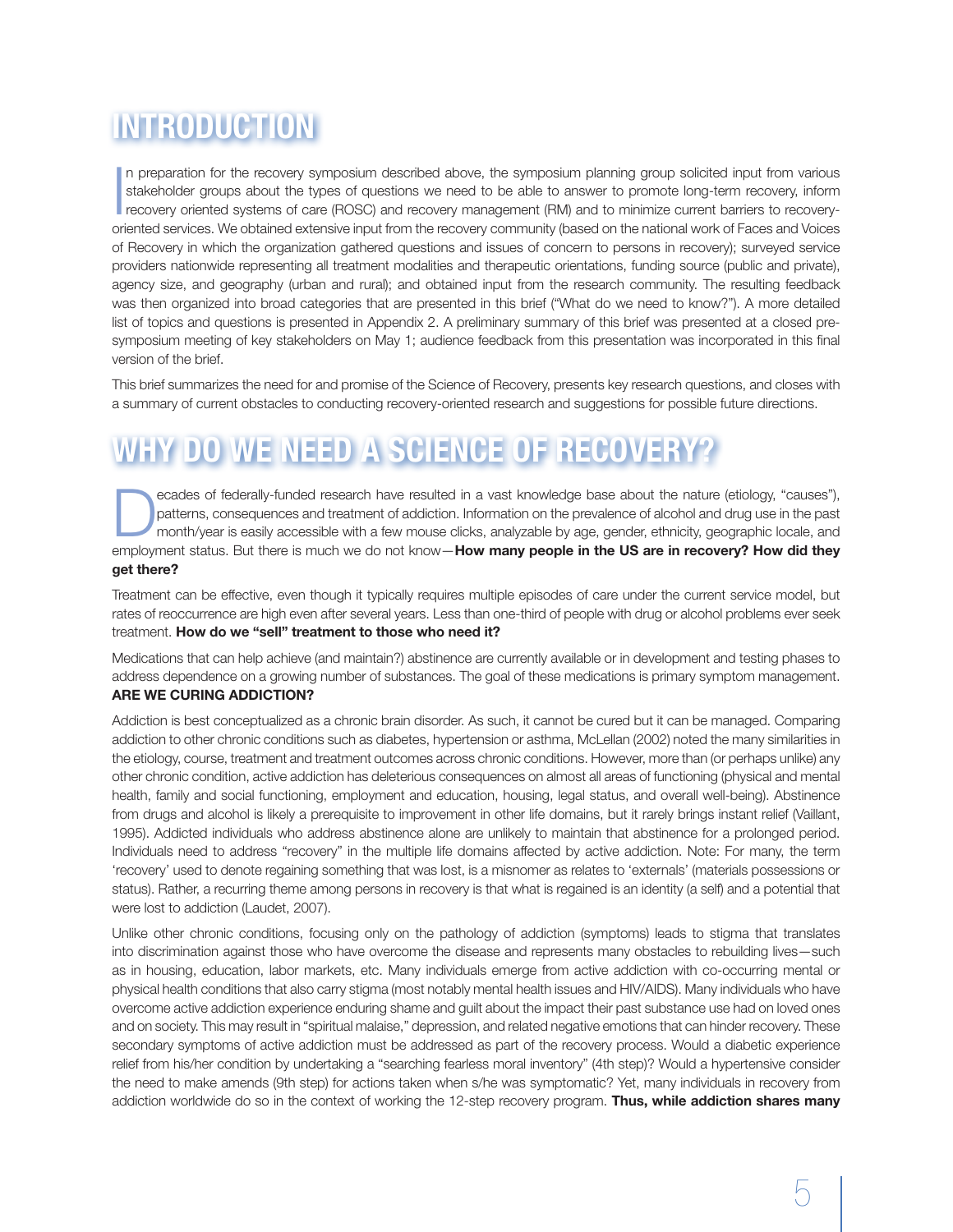# INTRODUCTION

In preparation for the recovery symposium described above, the symposium planning group solicited input from various stakeholder groups about the types of questions we need to be able to answer to promote long-term recovery, inform recovery oriented systems of care (ROSC) and recovery management (RM) and to minimize current barriers to recovery-oriented services. We obtained extensive input from the recovery community (based on the national work of Faces and Voices of Recovery in which the organization gathered questions and issues of concern to persons in recovery); surveyed service providers nationwide representing all treatment modalities and therapeutic orientations, funding source (public and private), agency size, and geography (urban and rural); and obtained input from the research community. The resulting feedback was then organized into broad categories that are presented in this brief ("What do we need to know?"). A more detailed list of topics and questions is presented in Appendix 2. A preliminary summary of this brief was presented at a closed pre-symposium meeting of key stakeholders on May 1; audience feedback from this presentation was incorporated in this final version of the brief.

This brief summarizes the need for and promise of the Science of Recovery, presents key research questions, and closes with a summary of current obstacles to conducting recovery-oriented research and suggestions for possible future directions.

# WHY DO WE NEED A SCIENCE OF RECOVERY?

Decades of federally-funded research have resulted in a vast knowledge base about the nature (etiology, "causes"), patterns, consequences and treatment of addiction. Information on the prevalence of alcohol and drug use in the past month/year is easily accessible with a few mouse clicks, analyzable by age, gender, ethnicity, geographic locale, and employment status. But there is much we do not know—**How many people in the US are in recovery? How did they get there?**

Treatment can be effective, even though it typically requires multiple episodes of care under the current service model, but rates of reoccurrence are high even after several years. Less than one-third of people with drug or alcohol problems ever seek treatment. **How do we "sell" treatment to those who need it?**

Medications that can help achieve (and maintain?) abstinence are currently available or in development and testing phases to address dependence on a growing number of substances. The goal of these medications is primary symptom management. **ARE WE CURING ADDICTION?**

Addiction is best conceptualized as a chronic brain disorder. As such, it cannot be cured but it can be managed. Comparing addiction to other chronic conditions such as diabetes, hypertension or asthma, McLellan (2002) noted the many similarities in the etiology, course, treatment and treatment outcomes across chronic conditions. However, more than (or perhaps unlike) any other chronic condition, active addiction has deleterious consequences on almost all areas of functioning (physical and mental health, family and social functioning, employment and education, housing, legal status, and overall well-being). Abstinence from drugs and alcohol is likely a prerequisite to improvement in other life domains, but it rarely brings instant relief (Vaillant, 1995). Addicted individuals who address abstinence alone are unlikely to maintain that abstinence for a prolonged period. Individuals need to address "recovery" in the multiple life domains affected by active addiction. Note: For many, the term 'recovery' used to denote regaining something that was lost, is a misnomer as relates to 'externals' (materials possessions or status). Rather, a recurring theme among persons in recovery is that what is regained is an identity (a self) and a potential that were lost to addiction (Laudet, 2007).

Unlike other chronic conditions, focusing only on the pathology of addiction (symptoms) leads to stigma that translates into discrimination against those who have overcome the disease and represents many obstacles to rebuilding lives—such as in housing, education, labor markets, etc. Many individuals emerge from active addiction with co-occurring mental or physical health conditions that also carry stigma (most notably mental health issues and HIV/AIDS). Many individuals who have overcome active addiction experience enduring shame and guilt about the impact their past substance use had on loved ones and on society. This may result in "spiritual malaise," depression, and related negative emotions that can hinder recovery. These secondary symptoms of active addiction must be addressed as part of the recovery process. Would a diabetic experience relief from his/her condition by undertaking a "searching fearless moral inventory" (4th step)? Would a hypertensive consider the need to make amends (9th step) for actions taken when s/he was symptomatic? Yet, many individuals in recovery from addiction worldwide do so in the context of working the 12-step recovery program. **Thus, while addiction shares many**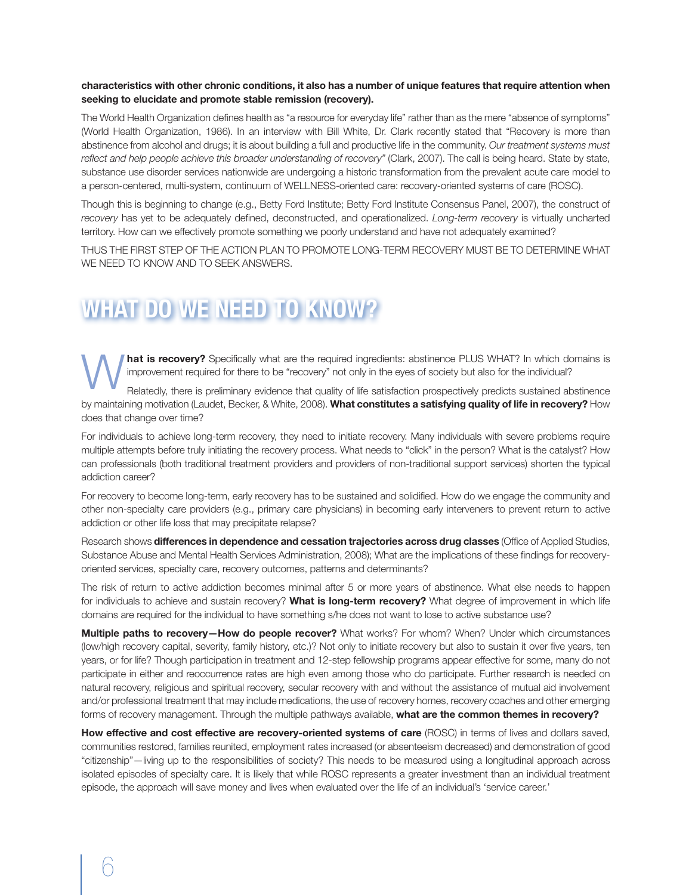**characteristics with other chronic conditions, it also has a number of unique features that require attention when seeking to elucidate and promote stable remission (recovery).**

The World Health Organization defines health as "a resource for everyday life" rather than as the mere "absence of symptoms" (World Health Organization, 1986). In an interview with Bill White, Dr. Clark recently stated that "Recovery is more than abstinence from alcohol and drugs; it is about building a full and productive life in the community. *Our treatment systems must reflect and help people achieve this broader understanding of recovery"* (Clark, 2007). The call is being heard. State by state, substance use disorder services nationwide are undergoing a historic transformation from the prevalent acute care model to a person-centered, multi-system, continuum of WELLNESS-oriented care: recovery-oriented systems of care (ROSC).

Though this is beginning to change (e.g., Betty Ford Institute; Betty Ford Institute Consensus Panel, 2007), the construct of *recovery* has yet to be adequately defined, deconstructed, and operationalized. *Long-term recovery* is virtually uncharted territory. How can we effectively promote something we poorly understand and have not adequately examined?

THUS THE FIRST STEP OF THE ACTION PLAN TO PROMOTE LONG-TERM RECOVERY MUST BE TO DETERMINE WHAT WE NEED TO KNOW AND TO SEEK ANSWERS.

# WHAT DO WE NEED TO KNOW?

**What is recovery?** Specifically what are the required ingredients: abstinence PLUS WHAT? In which domains is improvement required for there to be "recovery" not only in the eyes of society but also for the individual?

Relatedly, there is preliminary evidence that quality of life satisfaction prospectively predicts sustained abstinence by maintaining motivation (Laudet, Becker, & White, 2008). **What constitutes a satisfying quality of life in recovery?** How does that change over time?

For individuals to achieve long-term recovery, they need to initiate recovery. Many individuals with severe problems require multiple attempts before truly initiating the recovery process. What needs to "click" in the person? What is the catalyst? How can professionals (both traditional treatment providers and providers of non-traditional support services) shorten the typical addiction career?

For recovery to become long-term, early recovery has to be sustained and solidified. How do we engage the community and other non-specialty care providers (e.g., primary care physicians) in becoming early interveners to prevent return to active addiction or other life loss that may precipitate relapse?

Research shows **differences in dependence and cessation trajectories across drug classes** (Office of Applied Studies, Substance Abuse and Mental Health Services Administration, 2008); What are the implications of these findings for recovery-oriented services, specialty care, recovery outcomes, patterns and determinants?

The risk of return to active addiction becomes minimal after 5 or more years of abstinence. What else needs to happen for individuals to achieve and sustain recovery? **What is long-term recovery?** What degree of improvement in which life domains are required for the individual to have something s/he does not want to lose to active substance use?

**Multiple paths to recovery—How do people recover?** What works? For whom? When? Under which circumstances (low/high recovery capital, severity, family history, etc.)? Not only to initiate recovery but also to sustain it over five years, ten years, or for life? Though participation in treatment and 12-step fellowship programs appear effective for some, many do not participate in either and reoccurrence rates are high even among those who do participate. Further research is needed on natural recovery, religious and spiritual recovery, secular recovery with and without the assistance of mutual aid involvement and/or professional treatment that may include medications, the use of recovery homes, recovery coaches and other emerging forms of recovery management. Through the multiple pathways available, **what are the common themes in recovery?**

**How effective and cost effective are recovery-oriented systems of care** (ROSC) in terms of lives and dollars saved, communities restored, families reunited, employment rates increased (or absenteeism decreased) and demonstration of good "citizenship"—living up to the responsibilities of society? This needs to be measured using a longitudinal approach across isolated episodes of specialty care. It is likely that while ROSC represents a greater investment than an individual treatment episode, the approach will save money and lives when evaluated over the life of an individual's 'service career.'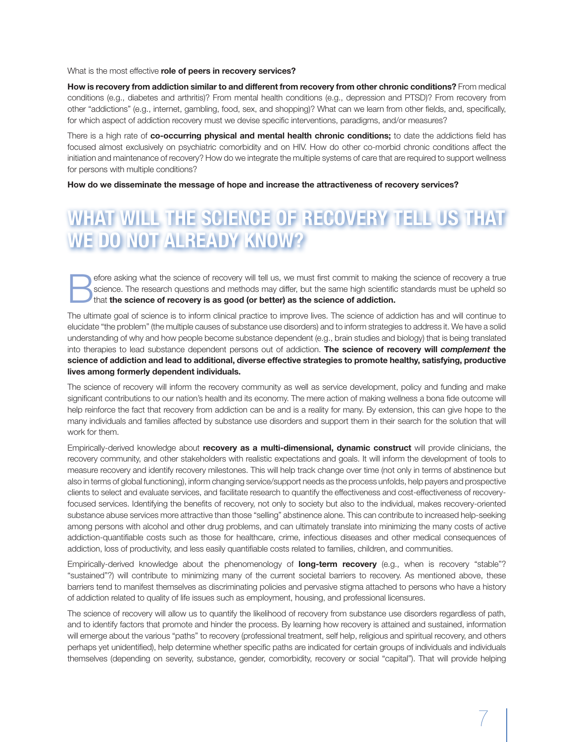What is the most effective **role of peers in recovery services?**

**How is recovery from addiction similar to and different from recovery from other chronic conditions?** From medical conditions (e.g., diabetes and arthritis)? From mental health conditions (e.g., depression and PTSD)? From recovery from other "addictions" (e.g., internet, gambling, food, sex, and shopping)? What can we learn from other fields, and, specifically, for which aspect of addiction recovery must we devise specific interventions, paradigms, and/or measures?

There is a high rate of **co-occurring physical and mental health chronic conditions;** to date the addictions field has focused almost exclusively on psychiatric comorbidity and on HIV. How do other co-morbid chronic conditions affect the initiation and maintenance of recovery? How do we integrate the multiple systems of care that are required to support wellness for persons with multiple conditions?

**How do we disseminate the message of hope and increase the attractiveness of recovery services?**

# WHAT WILL THE SCIENCE OF RECOVERY TELL US THAT WE DO NOT ALREADY KNOW?

Before asking what the science of recovery will tell us, we must first commit to making the science of recovery a true science. The research questions and methods may differ, but the same high scientific standards must be upheld so that **the science of recovery is as good (or better) as the science of addiction.**

The ultimate goal of science is to inform clinical practice to improve lives. The science of addiction has and will continue to elucidate "the problem" (the multiple causes of substance use disorders) and to inform strategies to address it. We have a solid understanding of why and how people become substance dependent (e.g., brain studies and biology) that is being translated into therapies to lead substance dependent persons out of addiction. **The science of recovery will *complement* the science of addiction and lead to additional, diverse effective strategies to promote healthy, satisfying, productive lives among formerly dependent individuals.**

The science of recovery will inform the recovery community as well as service development, policy and funding and make significant contributions to our nation's health and its economy. The mere action of making wellness a bona fide outcome will help reinforce the fact that recovery from addiction can be and is a reality for many. By extension, this can give hope to the many individuals and families affected by substance use disorders and support them in their search for the solution that will work for them.

Empirically-derived knowledge about **recovery as a multi-dimensional, dynamic construct** will provide clinicians, the recovery community, and other stakeholders with realistic expectations and goals. It will inform the development of tools to measure recovery and identify recovery milestones. This will help track change over time (not only in terms of abstinence but also in terms of global functioning), inform changing service/support needs as the process unfolds, help payers and prospective clients to select and evaluate services, and facilitate research to quantify the effectiveness and cost-effectiveness of recovery-focused services. Identifying the benefits of recovery, not only to society but also to the individual, makes recovery-oriented substance abuse services more attractive than those "selling" abstinence alone. This can contribute to increased help-seeking among persons with alcohol and other drug problems, and can ultimately translate into minimizing the many costs of active addiction-quantifiable costs such as those for healthcare, crime, infectious diseases and other medical consequences of addiction, loss of productivity, and less easily quantifiable costs related to families, children, and communities.

Empirically-derived knowledge about the phenomenology of **long-term recovery** (e.g., when is recovery "stable"? "sustained"?) will contribute to minimizing many of the current societal barriers to recovery. As mentioned above, these barriers tend to manifest themselves as discriminating policies and pervasive stigma attached to persons who have a history of addiction related to quality of life issues such as employment, housing, and professional licensures.

The science of recovery will allow us to quantify the likelihood of recovery from substance use disorders regardless of path, and to identify factors that promote and hinder the process. By learning how recovery is attained and sustained, information will emerge about the various "paths" to recovery (professional treatment, self help, religious and spiritual recovery, and others perhaps yet unidentified), help determine whether specific paths are indicated for certain groups of individuals and individuals themselves (depending on severity, substance, gender, comorbidity, recovery or social "capital"). That will provide helping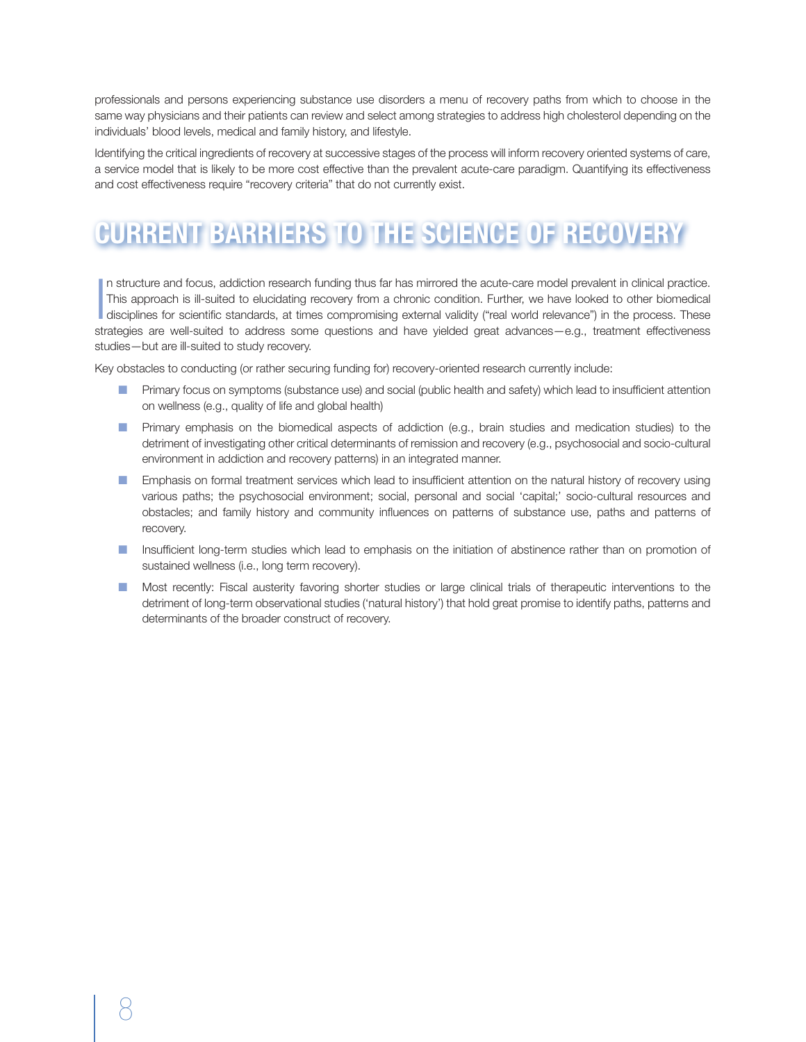professionals and persons experiencing substance use disorders a menu of recovery paths from which to choose in the same way physicians and their patients can review and select among strategies to address high cholesterol depending on the individuals' blood levels, medical and family history, and lifestyle.

Identifying the critical ingredients of recovery at successive stages of the process will inform recovery oriented systems of care, a service model that is likely to be more cost effective than the prevalent acute-care paradigm. Quantifying its effectiveness and cost effectiveness require "recovery criteria" that do not currently exist.

# CURRENT BARRIERS TO THE SCIENCE OF RECOVERY

In structure and focus, addiction research funding thus far has mirrored the acute-care model prevalent in clinical practice. This approach is ill-suited to elucidating recovery from a chronic condition. Further, we have looked to other biomedical disciplines for scientific standards, at times compromising external validity ("real world relevance") in the process. These strategies are well-suited to address some questions and have yielded great advances—e.g., treatment effectiveness studies—but are ill-suited to study recovery.

Key obstacles to conducting (or rather securing funding for) recovery-oriented research currently include:

- Primary focus on symptoms (substance use) and social (public health and safety) which lead to insufficient attention on wellness (e.g., quality of life and global health)
- Primary emphasis on the biomedical aspects of addiction (e.g., brain studies and medication studies) to the detriment of investigating other critical determinants of remission and recovery (e.g., psychosocial and socio-cultural environment in addiction and recovery patterns) in an integrated manner.
- Emphasis on formal treatment services which lead to insufficient attention on the natural history of recovery using various paths; the psychosocial environment; social, personal and social 'capital;' socio-cultural resources and obstacles; and family history and community influences on patterns of substance use, paths and patterns of recovery.
- Insufficient long-term studies which lead to emphasis on the initiation of abstinence rather than on promotion of sustained wellness (i.e., long term recovery).
- Most recently: Fiscal austerity favoring shorter studies or large clinical trials of therapeutic interventions to the detriment of long-term observational studies ('natural history') that hold great promise to identify paths, patterns and determinants of the broader construct of recovery.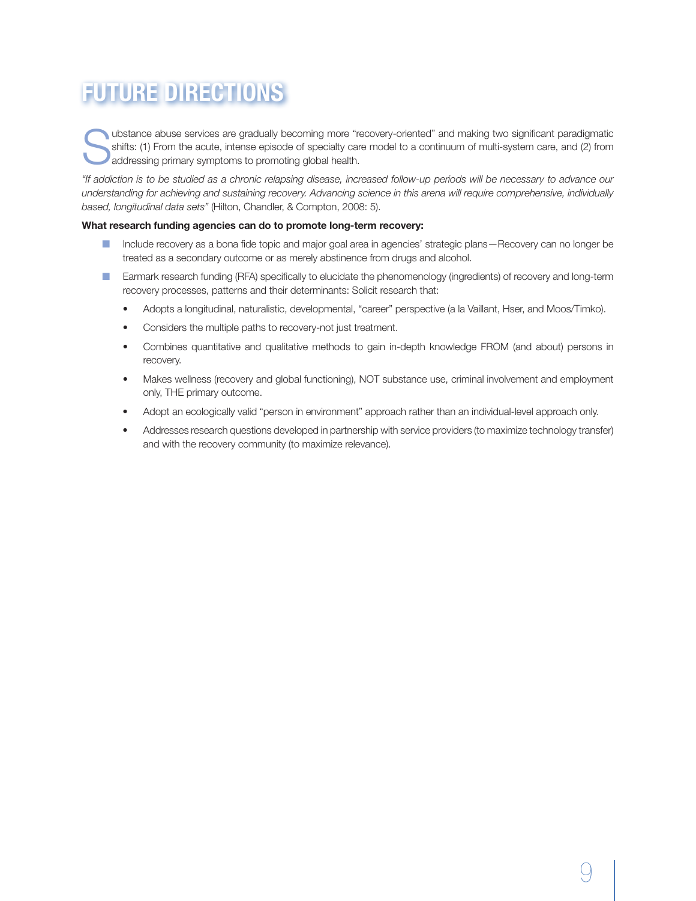# FUTURE DIRECTIONS

Substance abuse services are gradually becoming more "recovery-oriented" and making two significant paradigmatic shifts: (1) From the acute, intense episode of specialty care model to a continuum of multi-system care, and (2) from addressing primary symptoms to promoting global health.

*"If addiction is to be studied as a chronic relapsing disease, increased follow-up periods will be necessary to advance our understanding for achieving and sustaining recovery. Advancing science in this arena will require comprehensive, individually based, longitudinal data sets"* (Hilton, Chandler, & Compton, 2008: 5).

**What research funding agencies can do to promote long-term recovery:**

- Include recovery as a bona fide topic and major goal area in agencies' strategic plans—Recovery can no longer be treated as a secondary outcome or as merely abstinence from drugs and alcohol.
- Earmark research funding (RFA) specifically to elucidate the phenomenology (ingredients) of recovery and long-term recovery processes, patterns and their determinants: Solicit research that:
  - Adopts a longitudinal, naturalistic, developmental, "career" perspective (a la Vaillant, Hser, and Moos/Timko).
  - Considers the multiple paths to recovery-not just treatment.
  - Combines quantitative and qualitative methods to gain in-depth knowledge FROM (and about) persons in recovery.
  - Makes wellness (recovery and global functioning), NOT substance use, criminal involvement and employment only, THE primary outcome.
  - Adopt an ecologically valid "person in environment" approach rather than an individual-level approach only.
  - Addresses research questions developed in partnership with service providers (to maximize technology transfer) and with the recovery community (to maximize relevance).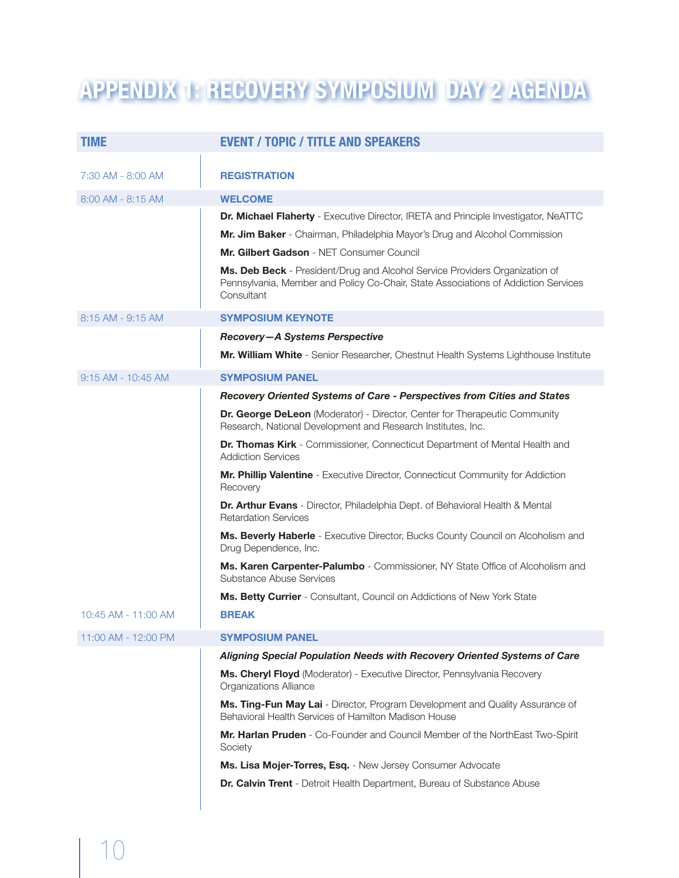# APPENDIX 1: RECOVERY SYMPOSIUM DAY 2 AGENDA

| TIME | EVENT / TOPIC / TITLE AND SPEAKERS |
|---|---|
| 7:30 AM - 8:00 AM | **REGISTRATION** |
| 8:00 AM - 8:15 AM | **WELCOME** |
| | **Dr. Michael Flaherty** - Executive Director, IRETA and Principle Investigator, NeATTC |
| | **Mr. Jim Baker** - Chairman, Philadelphia Mayor's Drug and Alcohol Commission |
| | **Mr. Gilbert Gadson** - NET Consumer Council |
| | **Ms. Deb Beck** - President/Drug and Alcohol Service Providers Organization of Pennsylvania, Member and Policy Co-Chair, State Associations of Addiction Services Consultant |
| 8:15 AM - 9:15 AM | **SYMPOSIUM KEYNOTE** |
| | ***Recovery—A Systems Perspective*** |
| | **Mr. William White** - Senior Researcher, Chestnut Health Systems Lighthouse Institute |
| 9:15 AM - 10:45 AM | **SYMPOSIUM PANEL** |
| | ***Recovery Oriented Systems of Care - Perspectives from Cities and States*** |
| | **Dr. George DeLeon** (Moderator) - Director, Center for Therapeutic Community Research, National Development and Research Institutes, Inc. |
| | **Dr. Thomas Kirk** - Commissioner, Connecticut Department of Mental Health and Addiction Services |
| | **Mr. Phillip Valentine** - Executive Director, Connecticut Community for Addiction Recovery |
| | **Dr. Arthur Evans** - Director, Philadelphia Dept. of Behavioral Health & Mental Retardation Services |
| | **Ms. Beverly Haberle** - Executive Director, Bucks County Council on Alcoholism and Drug Dependence, Inc. |
| | **Ms. Karen Carpenter-Palumbo** - Commissioner, NY State Office of Alcoholism and Substance Abuse Services |
| | **Ms. Betty Currier** - Consultant, Council on Addictions of New York State |
| 10:45 AM - 11:00 AM | **BREAK** |
| 11:00 AM - 12:00 PM | **SYMPOSIUM PANEL** |
| | ***Aligning Special Population Needs with Recovery Oriented Systems of Care*** |
| | **Ms. Cheryl Floyd** (Moderator) - Executive Director, Pennsylvania Recovery Organizations Alliance |
| | **Ms. Ting-Fun May Lai** - Director, Program Development and Quality Assurance of Behavioral Health Services of Hamilton Madison House |
| | **Mr. Harlan Pruden** - Co-Founder and Council Member of the NorthEast Two-Spirit Society |
| | **Ms. Lisa Mojer-Torres, Esq.** - New Jersey Consumer Advocate |
| | **Dr. Calvin Trent** - Detroit Health Department, Bureau of Substance Abuse |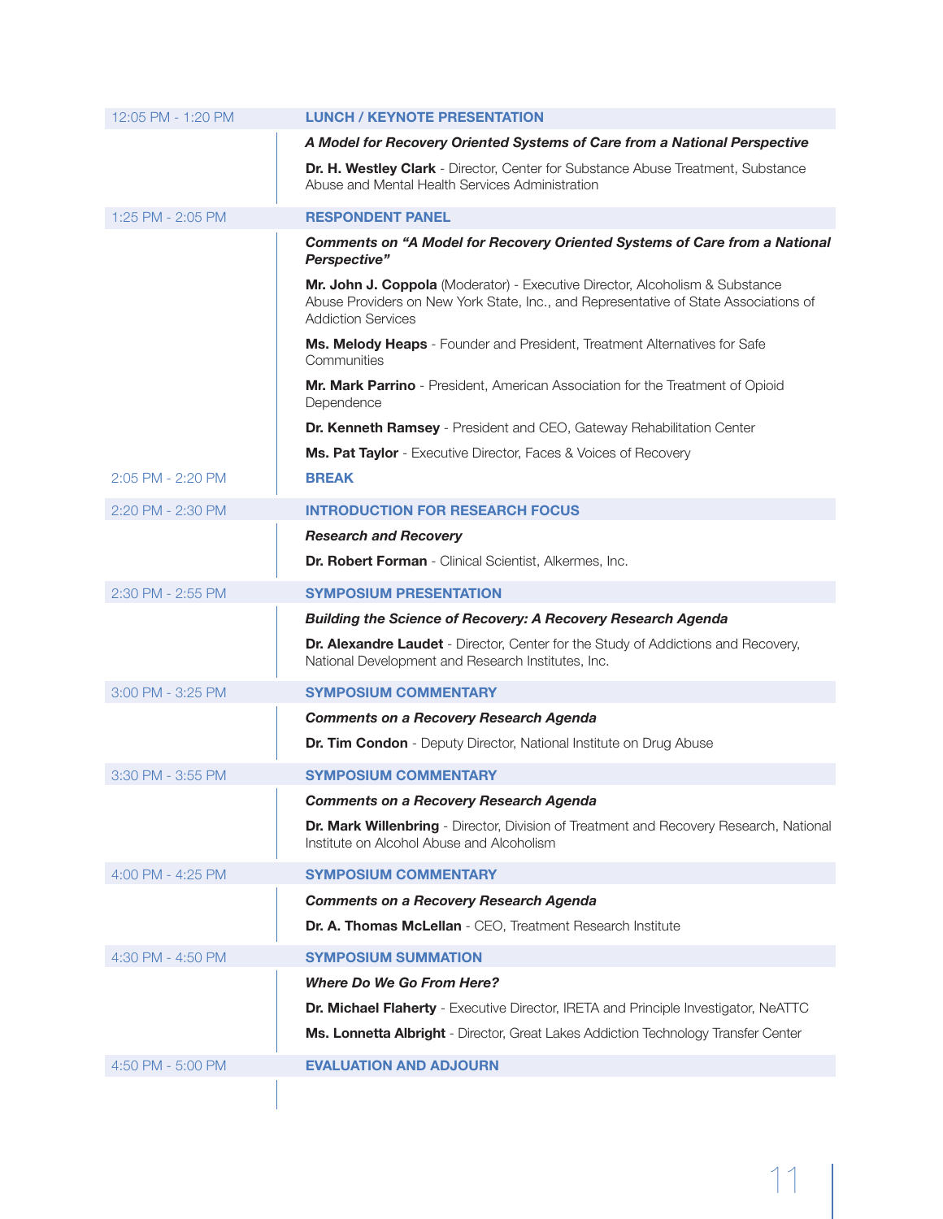| Time | Session |
|---|---|
| 12:05 PM - 1:20 PM | **LUNCH / KEYNOTE PRESENTATION** |
| | ***A Model for Recovery Oriented Systems of Care from a National Perspective*** |
| | **Dr. H. Westley Clark** - Director, Center for Substance Abuse Treatment, Substance Abuse and Mental Health Services Administration |
| 1:25 PM - 2:05 PM | **RESPONDENT PANEL** |
| | ***Comments on "A Model for Recovery Oriented Systems of Care from a National Perspective"*** |
| | **Mr. John J. Coppola** (Moderator) - Executive Director, Alcoholism & Substance Abuse Providers on New York State, Inc., and Representative of State Associations of Addiction Services |
| | **Ms. Melody Heaps** - Founder and President, Treatment Alternatives for Safe Communities |
| | **Mr. Mark Parrino** - President, American Association for the Treatment of Opioid Dependence |
| | **Dr. Kenneth Ramsey** - President and CEO, Gateway Rehabilitation Center |
| | **Ms. Pat Taylor** - Executive Director, Faces & Voices of Recovery |
| 2:05 PM - 2:20 PM | **BREAK** |
| 2:20 PM - 2:30 PM | **INTRODUCTION FOR RESEARCH FOCUS** |
| | ***Research and Recovery*** |
| | **Dr. Robert Forman** - Clinical Scientist, Alkermes, Inc. |
| 2:30 PM - 2:55 PM | **SYMPOSIUM PRESENTATION** |
| | ***Building the Science of Recovery: A Recovery Research Agenda*** |
| | **Dr. Alexandre Laudet** - Director, Center for the Study of Addictions and Recovery, National Development and Research Institutes, Inc. |
| 3:00 PM - 3:25 PM | **SYMPOSIUM COMMENTARY** |
| | ***Comments on a Recovery Research Agenda*** |
| | **Dr. Tim Condon** - Deputy Director, National Institute on Drug Abuse |
| 3:30 PM - 3:55 PM | **SYMPOSIUM COMMENTARY** |
| | ***Comments on a Recovery Research Agenda*** |
| | **Dr. Mark Willenbring** - Director, Division of Treatment and Recovery Research, National Institute on Alcohol Abuse and Alcoholism |
| 4:00 PM - 4:25 PM | **SYMPOSIUM COMMENTARY** |
| | ***Comments on a Recovery Research Agenda*** |
| | **Dr. A. Thomas McLellan** - CEO, Treatment Research Institute |
| 4:30 PM - 4:50 PM | **SYMPOSIUM SUMMATION** |
| | ***Where Do We Go From Here?*** |
| | **Dr. Michael Flaherty** - Executive Director, IRETA and Principle Investigator, NeATTC |
| | **Ms. Lonnetta Albright** - Director, Great Lakes Addiction Technology Transfer Center |
| 4:50 PM - 5:00 PM | **EVALUATION AND ADJOURN** |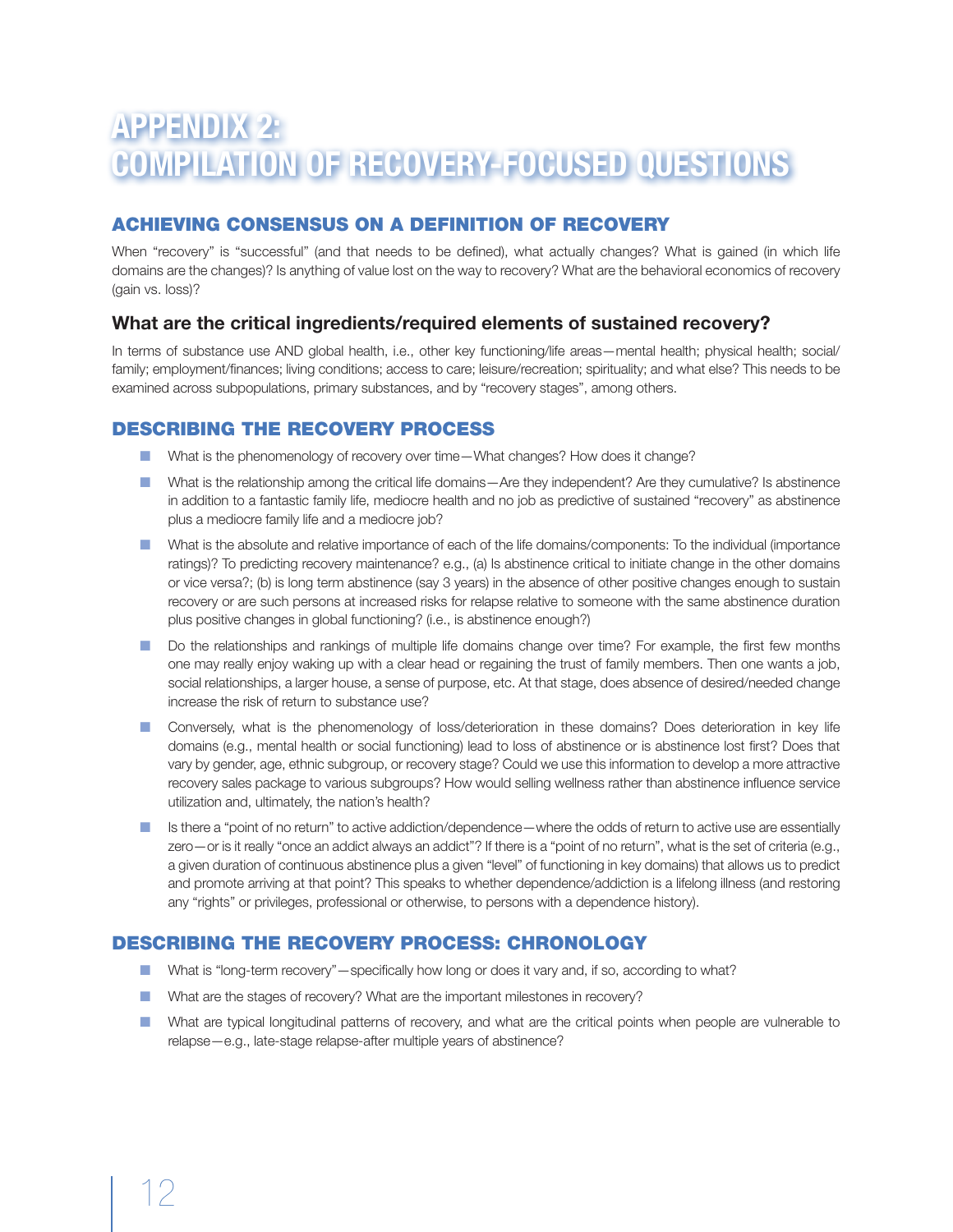# APPENDIX 2: COMPILATION OF RECOVERY-FOCUSED QUESTIONS

## ACHIEVING CONSENSUS ON A DEFINITION OF RECOVERY

When "recovery" is "successful" (and that needs to be defined), what actually changes? What is gained (in which life domains are the changes)? Is anything of value lost on the way to recovery? What are the behavioral economics of recovery (gain vs. loss)?

### What are the critical ingredients/required elements of sustained recovery?

In terms of substance use AND global health, i.e., other key functioning/life areas—mental health; physical health; social/family; employment/finances; living conditions; access to care; leisure/recreation; spirituality; and what else? This needs to be examined across subpopulations, primary substances, and by "recovery stages", among others.

## DESCRIBING THE RECOVERY PROCESS

- What is the phenomenology of recovery over time—What changes? How does it change?
- What is the relationship among the critical life domains—Are they independent? Are they cumulative? Is abstinence in addition to a fantastic family life, mediocre health and no job as predictive of sustained "recovery" as abstinence plus a mediocre family life and a mediocre job?
- What is the absolute and relative importance of each of the life domains/components: To the individual (importance ratings)? To predicting recovery maintenance? e.g., (a) Is abstinence critical to initiate change in the other domains or vice versa?; (b) is long term abstinence (say 3 years) in the absence of other positive changes enough to sustain recovery or are such persons at increased risks for relapse relative to someone with the same abstinence duration plus positive changes in global functioning? (i.e., is abstinence enough?)
- Do the relationships and rankings of multiple life domains change over time? For example, the first few months one may really enjoy waking up with a clear head or regaining the trust of family members. Then one wants a job, social relationships, a larger house, a sense of purpose, etc. At that stage, does absence of desired/needed change increase the risk of return to substance use?
- Conversely, what is the phenomenology of loss/deterioration in these domains? Does deterioration in key life domains (e.g., mental health or social functioning) lead to loss of abstinence or is abstinence lost first? Does that vary by gender, age, ethnic subgroup, or recovery stage? Could we use this information to develop a more attractive recovery sales package to various subgroups? How would selling wellness rather than abstinence influence service utilization and, ultimately, the nation's health?
- Is there a "point of no return" to active addiction/dependence—where the odds of return to active use are essentially zero—or is it really "once an addict always an addict"? If there is a "point of no return", what is the set of criteria (e.g., a given duration of continuous abstinence plus a given "level" of functioning in key domains) that allows us to predict and promote arriving at that point? This speaks to whether dependence/addiction is a lifelong illness (and restoring any "rights" or privileges, professional or otherwise, to persons with a dependence history).

## DESCRIBING THE RECOVERY PROCESS: CHRONOLOGY

- What is "long-term recovery"—specifically how long or does it vary and, if so, according to what?
- What are the stages of recovery? What are the important milestones in recovery?
- What are typical longitudinal patterns of recovery, and what are the critical points when people are vulnerable to relapse—e.g., late-stage relapse-after multiple years of abstinence?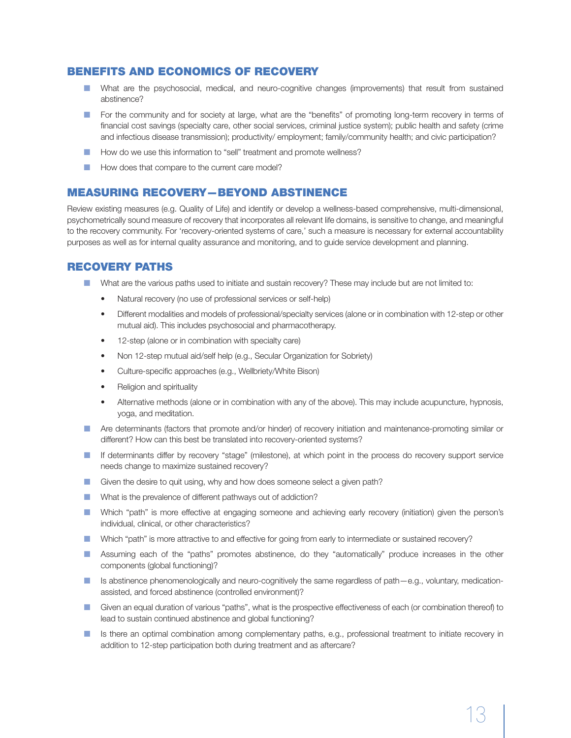## BENEFITS AND ECONOMICS OF RECOVERY

- What are the psychosocial, medical, and neuro-cognitive changes (improvements) that result from sustained abstinence?
- For the community and for society at large, what are the "benefits" of promoting long-term recovery in terms of financial cost savings (specialty care, other social services, criminal justice system); public health and safety (crime and infectious disease transmission); productivity/ employment; family/community health; and civic participation?
- How do we use this information to "sell" treatment and promote wellness?
- How does that compare to the current care model?

## MEASURING RECOVERY—BEYOND ABSTINENCE

Review existing measures (e.g. Quality of Life) and identify or develop a wellness-based comprehensive, multi-dimensional, psychometrically sound measure of recovery that incorporates all relevant life domains, is sensitive to change, and meaningful to the recovery community. For 'recovery-oriented systems of care,' such a measure is necessary for external accountability purposes as well as for internal quality assurance and monitoring, and to guide service development and planning.

## RECOVERY PATHS

- What are the various paths used to initiate and sustain recovery? These may include but are not limited to:
  - Natural recovery (no use of professional services or self-help)
  - Different modalities and models of professional/specialty services (alone or in combination with 12-step or other mutual aid). This includes psychosocial and pharmacotherapy.
  - 12-step (alone or in combination with specialty care)
  - Non 12-step mutual aid/self help (e.g., Secular Organization for Sobriety)
  - Culture-specific approaches (e.g., Wellbriety/White Bison)
  - Religion and spirituality
  - Alternative methods (alone or in combination with any of the above). This may include acupuncture, hypnosis, yoga, and meditation.
- Are determinants (factors that promote and/or hinder) of recovery initiation and maintenance-promoting similar or different? How can this best be translated into recovery-oriented systems?
- If determinants differ by recovery "stage" (milestone), at which point in the process do recovery support service needs change to maximize sustained recovery?
- Given the desire to quit using, why and how does someone select a given path?
- What is the prevalence of different pathways out of addiction?
- Which "path" is more effective at engaging someone and achieving early recovery (initiation) given the person's individual, clinical, or other characteristics?
- Which "path" is more attractive to and effective for going from early to intermediate or sustained recovery?
- Assuming each of the "paths" promotes abstinence, do they "automatically" produce increases in the other components (global functioning)?
- Is abstinence phenomenologically and neuro-cognitively the same regardless of path—e.g., voluntary, medication-assisted, and forced abstinence (controlled environment)?
- Given an equal duration of various "paths", what is the prospective effectiveness of each (or combination thereof) to lead to sustain continued abstinence and global functioning?
- Is there an optimal combination among complementary paths, e.g., professional treatment to initiate recovery in addition to 12-step participation both during treatment and as aftercare?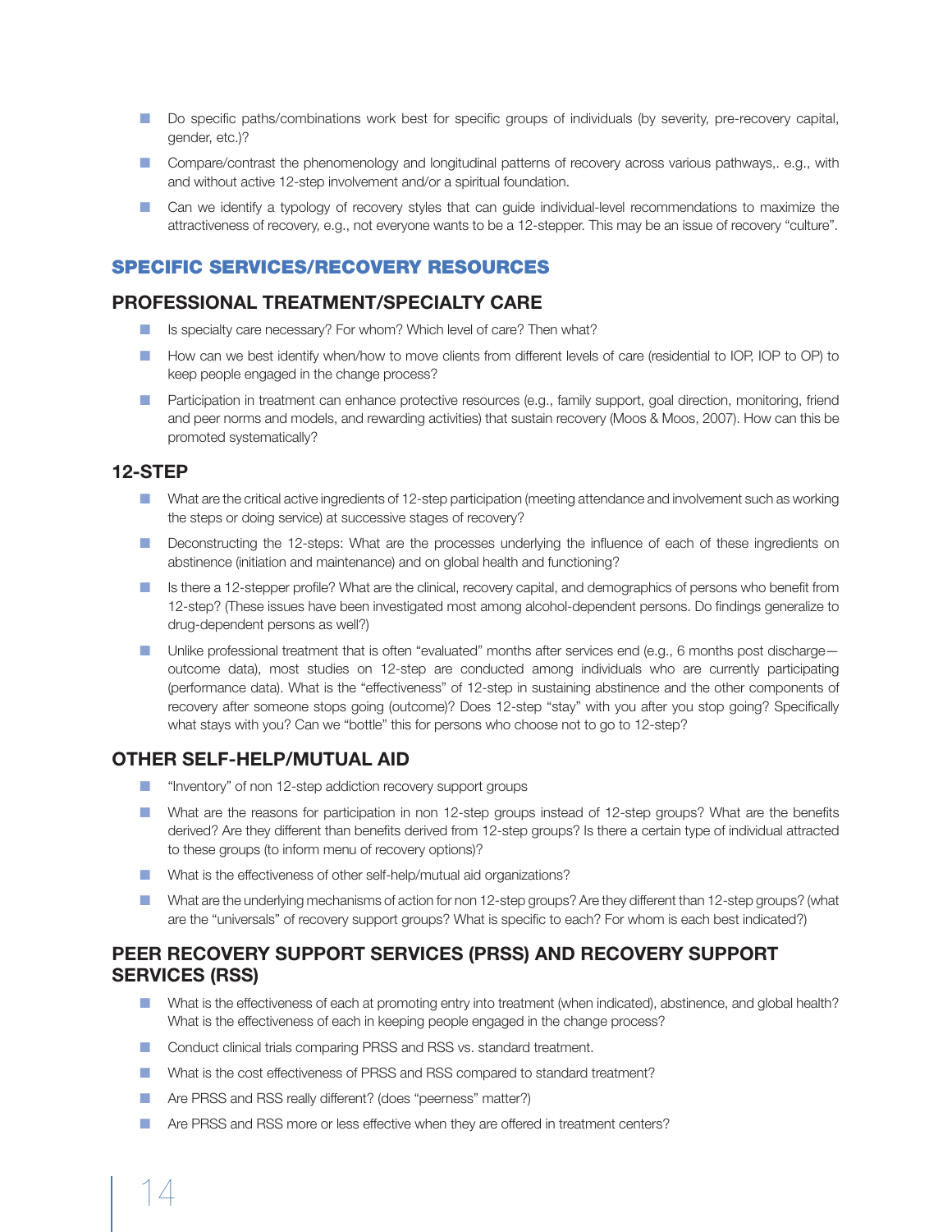- Do specific paths/combinations work best for specific groups of individuals (by severity, pre-recovery capital, gender, etc.)?
- Compare/contrast the phenomenology and longitudinal patterns of recovery across various pathways,. e.g., with and without active 12-step involvement and/or a spiritual foundation.
- Can we identify a typology of recovery styles that can guide individual-level recommendations to maximize the attractiveness of recovery, e.g., not everyone wants to be a 12-stepper. This may be an issue of recovery "culture".

## SPECIFIC SERVICES/RECOVERY RESOURCES

### PROFESSIONAL TREATMENT/SPECIALTY CARE

- Is specialty care necessary? For whom? Which level of care? Then what?
- How can we best identify when/how to move clients from different levels of care (residential to IOP, IOP to OP) to keep people engaged in the change process?
- Participation in treatment can enhance protective resources (e.g., family support, goal direction, monitoring, friend and peer norms and models, and rewarding activities) that sustain recovery (Moos & Moos, 2007). How can this be promoted systematically?

### 12-STEP

- What are the critical active ingredients of 12-step participation (meeting attendance and involvement such as working the steps or doing service) at successive stages of recovery?
- Deconstructing the 12-steps: What are the processes underlying the influence of each of these ingredients on abstinence (initiation and maintenance) and on global health and functioning?
- Is there a 12-stepper profile? What are the clinical, recovery capital, and demographics of persons who benefit from 12-step? (These issues have been investigated most among alcohol-dependent persons. Do findings generalize to drug-dependent persons as well?)
- Unlike professional treatment that is often "evaluated" months after services end (e.g., 6 months post discharge—outcome data), most studies on 12-step are conducted among individuals who are currently participating (performance data). What is the "effectiveness" of 12-step in sustaining abstinence and the other components of recovery after someone stops going (outcome)? Does 12-step "stay" with you after you stop going? Specifically what stays with you? Can we "bottle" this for persons who choose not to go to 12-step?

### OTHER SELF-HELP/MUTUAL AID

- "Inventory" of non 12-step addiction recovery support groups
- What are the reasons for participation in non 12-step groups instead of 12-step groups? What are the benefits derived? Are they different than benefits derived from 12-step groups? Is there a certain type of individual attracted to these groups (to inform menu of recovery options)?
- What is the effectiveness of other self-help/mutual aid organizations?
- What are the underlying mechanisms of action for non 12-step groups? Are they different than 12-step groups? (what are the "universals" of recovery support groups? What is specific to each? For whom is each best indicated?)

### PEER RECOVERY SUPPORT SERVICES (PRSS) AND RECOVERY SUPPORT SERVICES (RSS)

- What is the effectiveness of each at promoting entry into treatment (when indicated), abstinence, and global health? What is the effectiveness of each in keeping people engaged in the change process?
- Conduct clinical trials comparing PRSS and RSS vs. standard treatment.
- What is the cost effectiveness of PRSS and RSS compared to standard treatment?
- Are PRSS and RSS really different? (does "peerness" matter?)
- Are PRSS and RSS more or less effective when they are offered in treatment centers?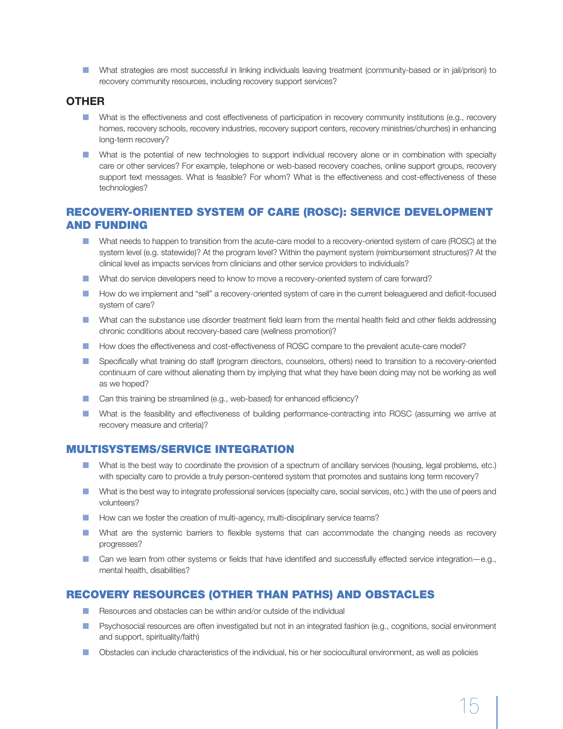- What strategies are most successful in linking individuals leaving treatment (community-based or in jail/prison) to recovery community resources, including recovery support services?

### OTHER

- What is the effectiveness and cost effectiveness of participation in recovery community institutions (e.g., recovery homes, recovery schools, recovery industries, recovery support centers, recovery ministries/churches) in enhancing long-term recovery?
- What is the potential of new technologies to support individual recovery alone or in combination with specialty care or other services? For example, telephone or web-based recovery coaches, online support groups, recovery support text messages. What is feasible? For whom? What is the effectiveness and cost-effectiveness of these technologies?

## RECOVERY-ORIENTED SYSTEM OF CARE (ROSC): SERVICE DEVELOPMENT AND FUNDING

- What needs to happen to transition from the acute-care model to a recovery-oriented system of care (ROSC) at the system level (e.g. statewide)? At the program level? Within the payment system (reimbursement structures)? At the clinical level as impacts services from clinicians and other service providers to individuals?
- What do service developers need to know to move a recovery-oriented system of care forward?
- How do we implement and "sell" a recovery-oriented system of care in the current beleaguered and deficit-focused system of care?
- What can the substance use disorder treatment field learn from the mental health field and other fields addressing chronic conditions about recovery-based care (wellness promotion)?
- How does the effectiveness and cost-effectiveness of ROSC compare to the prevalent acute-care model?
- Specifically what training do staff (program directors, counselors, others) need to transition to a recovery-oriented continuum of care without alienating them by implying that what they have been doing may not be working as well as we hoped?
- Can this training be streamlined (e.g., web-based) for enhanced efficiency?
- What is the feasibility and effectiveness of building performance-contracting into ROSC (assuming we arrive at recovery measure and criteria)?

## MULTISYSTEMS/SERVICE INTEGRATION

- What is the best way to coordinate the provision of a spectrum of ancillary services (housing, legal problems, etc.) with specialty care to provide a truly person-centered system that promotes and sustains long term recovery?
- What is the best way to integrate professional services (specialty care, social services, etc.) with the use of peers and volunteers?
- How can we foster the creation of multi-agency, multi-disciplinary service teams?
- What are the systemic barriers to flexible systems that can accommodate the changing needs as recovery progresses?
- Can we learn from other systems or fields that have identified and successfully effected service integration—e.g., mental health, disabilities?

## RECOVERY RESOURCES (OTHER THAN PATHS) AND OBSTACLES

- Resources and obstacles can be within and/or outside of the individual
- Psychosocial resources are often investigated but not in an integrated fashion (e.g., cognitions, social environment and support, spirituality/faith)
- Obstacles can include characteristics of the individual, his or her sociocultural environment, as well as policies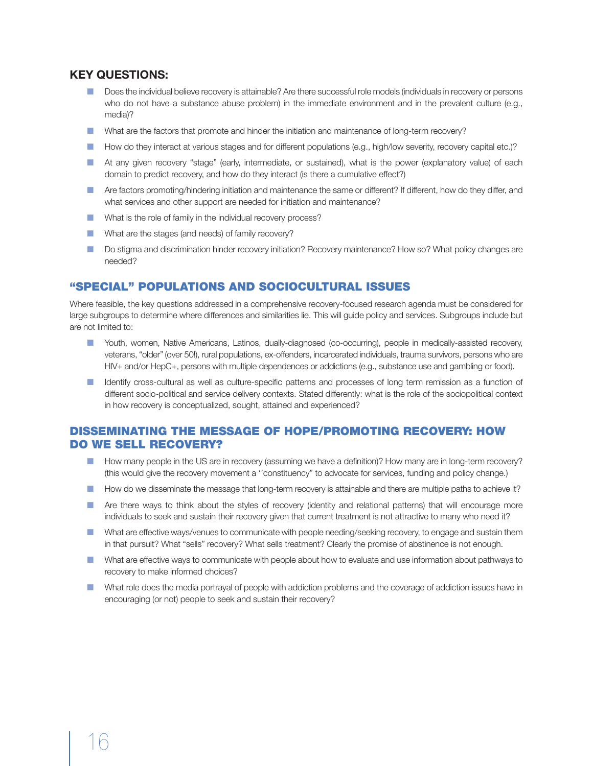## KEY QUESTIONS:

- Does the individual believe recovery is attainable? Are there successful role models (individuals in recovery or persons who do not have a substance abuse problem) in the immediate environment and in the prevalent culture (e.g., media)?
- What are the factors that promote and hinder the initiation and maintenance of long-term recovery?
- How do they interact at various stages and for different populations (e.g., high/low severity, recovery capital etc.)?
- At any given recovery "stage" (early, intermediate, or sustained), what is the power (explanatory value) of each domain to predict recovery, and how do they interact (is there a cumulative effect?)
- Are factors promoting/hindering initiation and maintenance the same or different? If different, how do they differ, and what services and other support are needed for initiation and maintenance?
- What is the role of family in the individual recovery process?
- What are the stages (and needs) of family recovery?
- Do stigma and discrimination hinder recovery initiation? Recovery maintenance? How so? What policy changes are needed?

## "SPECIAL" POPULATIONS AND SOCIOCULTURAL ISSUES

Where feasible, the key questions addressed in a comprehensive recovery-focused research agenda must be considered for large subgroups to determine where differences and similarities lie. This will guide policy and services. Subgroups include but are not limited to:

- Youth, women, Native Americans, Latinos, dually-diagnosed (co-occurring), people in medically-assisted recovery, veterans, "older" (over 50!), rural populations, ex-offenders, incarcerated individuals, trauma survivors, persons who are HIV+ and/or HepC+, persons with multiple dependences or addictions (e.g., substance use and gambling or food).
- Identify cross-cultural as well as culture-specific patterns and processes of long term remission as a function of different socio-political and service delivery contexts. Stated differently: what is the role of the sociopolitical context in how recovery is conceptualized, sought, attained and experienced?

## DISSEMINATING THE MESSAGE OF HOPE/PROMOTING RECOVERY: HOW DO WE SELL RECOVERY?

- How many people in the US are in recovery (assuming we have a definition)? How many are in long-term recovery? (this would give the recovery movement a ''constituency" to advocate for services, funding and policy change.)
- How do we disseminate the message that long-term recovery is attainable and there are multiple paths to achieve it?
- Are there ways to think about the styles of recovery (identity and relational patterns) that will encourage more individuals to seek and sustain their recovery given that current treatment is not attractive to many who need it?
- What are effective ways/venues to communicate with people needing/seeking recovery, to engage and sustain them in that pursuit? What "sells" recovery? What sells treatment? Clearly the promise of abstinence is not enough.
- What are effective ways to communicate with people about how to evaluate and use information about pathways to recovery to make informed choices?
- What role does the media portrayal of people with addiction problems and the coverage of addiction issues have in encouraging (or not) people to seek and sustain their recovery?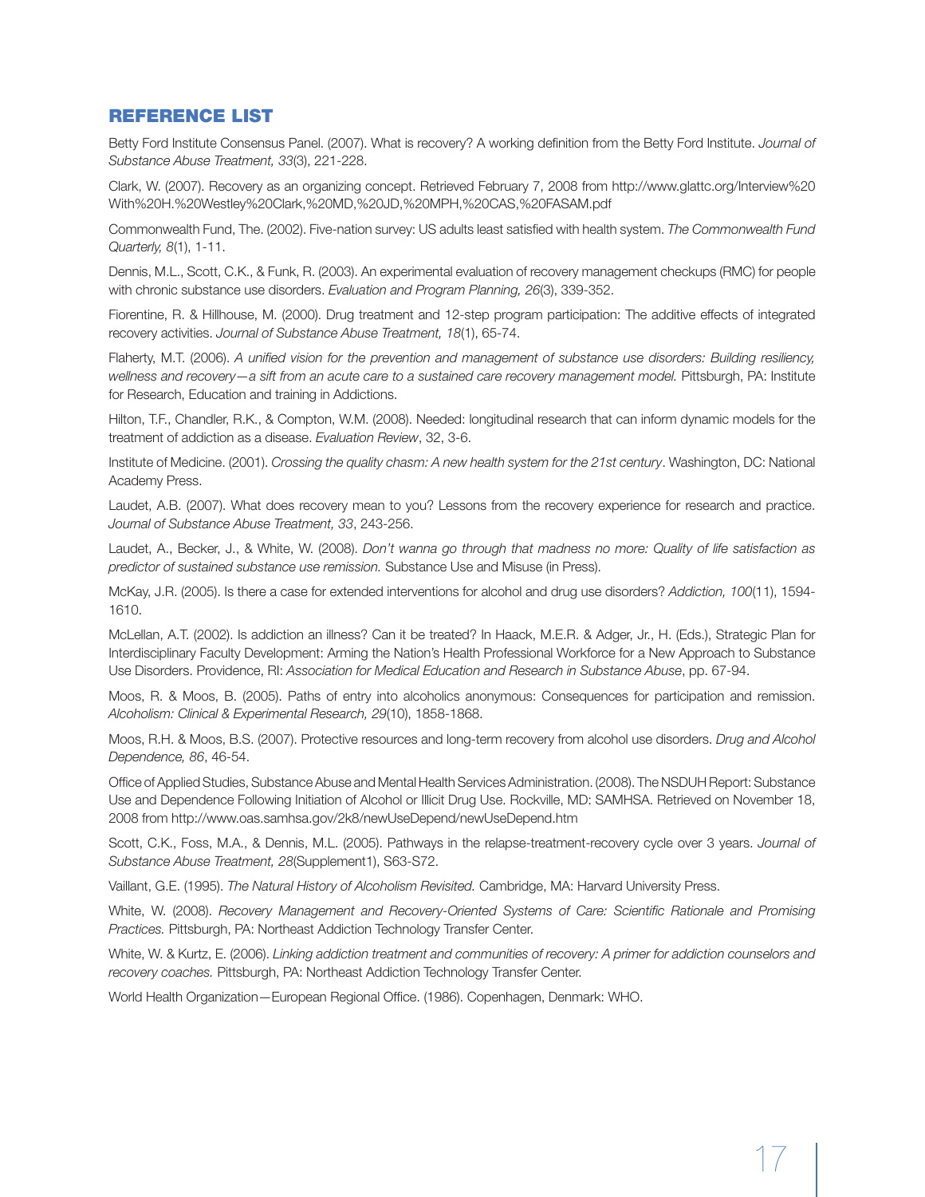## REFERENCE LIST

Betty Ford Institute Consensus Panel. (2007). What is recovery? A working definition from the Betty Ford Institute. *Journal of Substance Abuse Treatment, 33*(3), 221-228.

Clark, W. (2007). Recovery as an organizing concept. Retrieved February 7, 2008 from http://www.glattc.org/Interview%20With%20H.%20Westley%20Clark,%20MD,%20JD,%20MPH,%20CAS,%20FASAM.pdf

Commonwealth Fund, The. (2002). Five-nation survey: US adults least satisfied with health system. *The Commonwealth Fund Quarterly, 8*(1), 1-11.

Dennis, M.L., Scott, C.K., & Funk, R. (2003). An experimental evaluation of recovery management checkups (RMC) for people with chronic substance use disorders. *Evaluation and Program Planning, 26*(3), 339-352.

Fiorentine, R. & Hillhouse, M. (2000). Drug treatment and 12-step program participation: The additive effects of integrated recovery activities. *Journal of Substance Abuse Treatment, 18*(1), 65-74.

Flaherty, M.T. (2006). *A unified vision for the prevention and management of substance use disorders: Building resiliency, wellness and recovery—a sift from an acute care to a sustained care recovery management model.* Pittsburgh, PA: Institute for Research, Education and training in Addictions.

Hilton, T.F., Chandler, R.K., & Compton, W.M. (2008). Needed: longitudinal research that can inform dynamic models for the treatment of addiction as a disease. *Evaluation Review*, 32, 3-6.

Institute of Medicine. (2001). *Crossing the quality chasm: A new health system for the 21st century*. Washington, DC: National Academy Press.

Laudet, A.B. (2007). What does recovery mean to you? Lessons from the recovery experience for research and practice. *Journal of Substance Abuse Treatment, 33*, 243-256.

Laudet, A., Becker, J., & White, W. (2008). *Don't wanna go through that madness no more: Quality of life satisfaction as predictor of sustained substance use remission.* Substance Use and Misuse (in Press).

McKay, J.R. (2005). Is there a case for extended interventions for alcohol and drug use disorders? *Addiction, 100*(11), 1594-1610.

McLellan, A.T. (2002). Is addiction an illness? Can it be treated? In Haack, M.E.R. & Adger, Jr., H. (Eds.), Strategic Plan for Interdisciplinary Faculty Development: Arming the Nation's Health Professional Workforce for a New Approach to Substance Use Disorders. Providence, RI: *Association for Medical Education and Research in Substance Abuse*, pp. 67-94.

Moos, R. & Moos, B. (2005). Paths of entry into alcoholics anonymous: Consequences for participation and remission. *Alcoholism: Clinical & Experimental Research, 29*(10), 1858-1868.

Moos, R.H. & Moos, B.S. (2007). Protective resources and long-term recovery from alcohol use disorders. *Drug and Alcohol Dependence, 86*, 46-54.

Office of Applied Studies, Substance Abuse and Mental Health Services Administration. (2008). The NSDUH Report: Substance Use and Dependence Following Initiation of Alcohol or Illicit Drug Use. Rockville, MD: SAMHSA. Retrieved on November 18, 2008 from http://www.oas.samhsa.gov/2k8/newUseDepend/newUseDepend.htm

Scott, C.K., Foss, M.A., & Dennis, M.L. (2005). Pathways in the relapse-treatment-recovery cycle over 3 years. *Journal of Substance Abuse Treatment, 28*(Supplement1), S63-S72.

Vaillant, G.E. (1995). *The Natural History of Alcoholism Revisited.* Cambridge, MA: Harvard University Press.

White, W. (2008). *Recovery Management and Recovery-Oriented Systems of Care: Scientific Rationale and Promising Practices.* Pittsburgh, PA: Northeast Addiction Technology Transfer Center.

White, W. & Kurtz, E. (2006). *Linking addiction treatment and communities of recovery: A primer for addiction counselors and recovery coaches.* Pittsburgh, PA: Northeast Addiction Technology Transfer Center.

World Health Organization—European Regional Office. (1986). Copenhagen, Denmark: WHO.